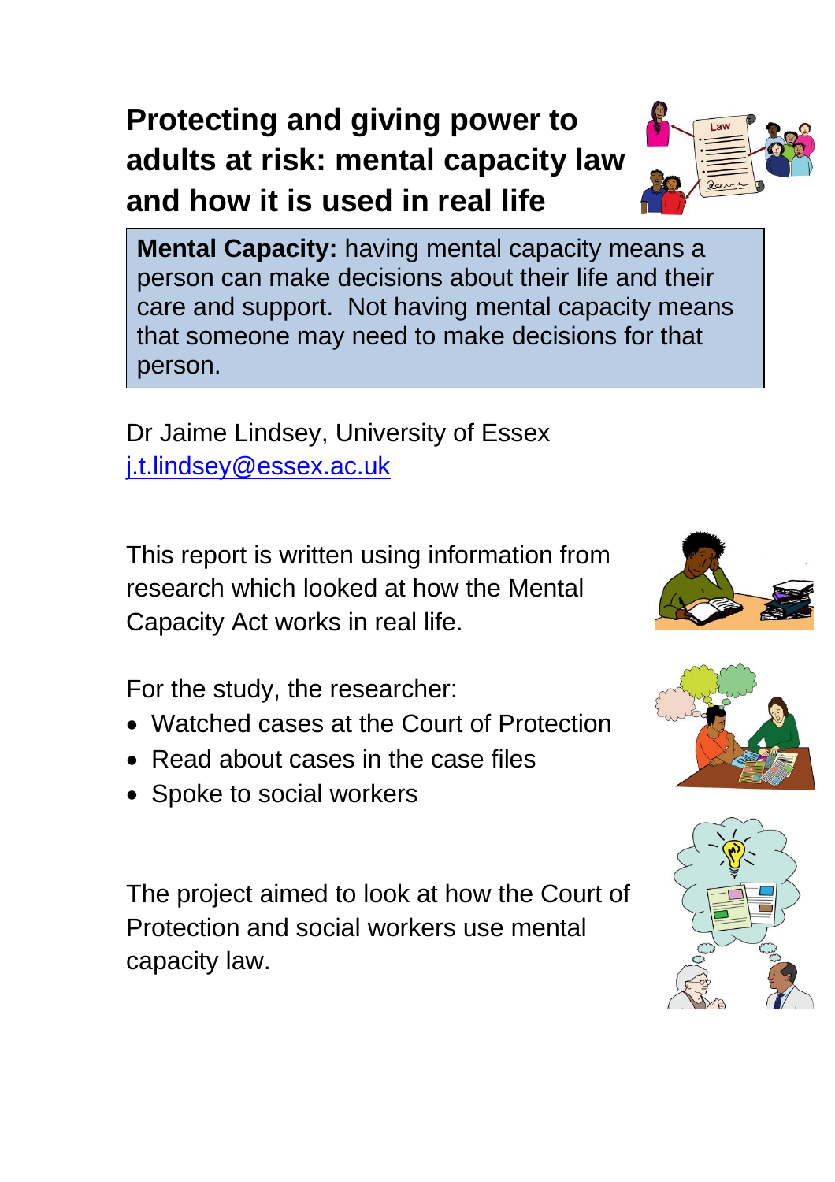# Protecting and giving power to adults at risk: mental capacity law and how it is used in real life

**Mental Capacity:** having mental capacity means a person can make decisions about their life and their care and support. Not having mental capacity means that someone may need to make decisions for that person.

Dr Jaime Lindsey, University of Essex
[j.t.lindsey@essex.ac.uk](mailto:j.t.lindsey@essex.ac.uk)

This report is written using information from research which looked at how the Mental Capacity Act works in real life.

For the study, the researcher:

- Watched cases at the Court of Protection
- Read about cases in the case files
- Spoke to social workers

The project aimed to look at how the Court of Protection and social workers use mental capacity law.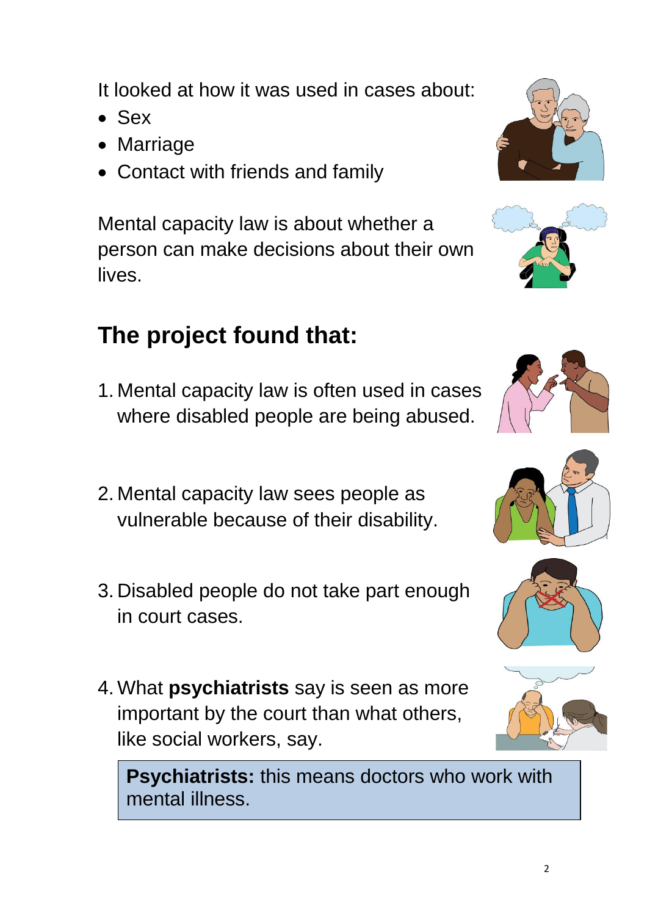It looked at how it was used in cases about:

- Sex
- Marriage
- Contact with friends and family

Mental capacity law is about whether a person can make decisions about their own lives.

## The project found that:

1. Mental capacity law is often used in cases where disabled people are being abused.

2. Mental capacity law sees people as vulnerable because of their disability.

3. Disabled people do not take part enough in court cases.

4. What **psychiatrists** say is seen as more important by the court than what others, like social workers, say.

> **Psychiatrists:** this means doctors who work with mental illness.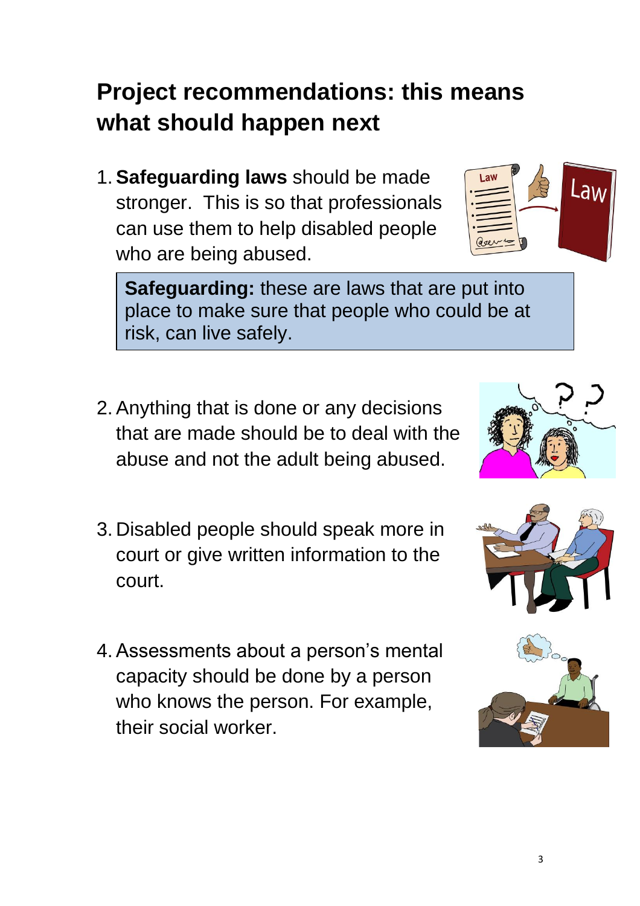## Project recommendations: this means what should happen next

1. **Safeguarding laws** should be made stronger. This is so that professionals can use them to help disabled people who are being abused.

> **Safeguarding:** these are laws that are put into place to make sure that people who could be at risk, can live safely.

2. Anything that is done or any decisions that are made should be to deal with the abuse and not the adult being abused.

3. Disabled people should speak more in court or give written information to the court.

4. Assessments about a person's mental capacity should be done by a person who knows the person. For example, their social worker.